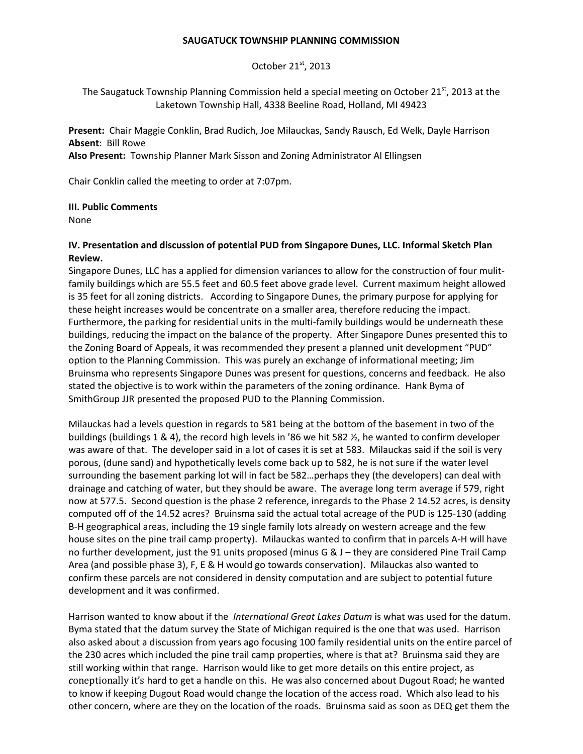**SAUGATUCK TOWNSHIP PLANNING COMMISSION**

October 21st, 2013

The Saugatuck Township Planning Commission held a special meeting on October 21st, 2013 at the Laketown Township Hall, 4338 Beeline Road, Holland, MI 49423

**Present:** Chair Maggie Conklin, Brad Rudich, Joe Milauckas, Sandy Rausch, Ed Welk, Dayle Harrison
**Absent**: Bill Rowe
**Also Present:** Township Planner Mark Sisson and Zoning Administrator Al Ellingsen

Chair Conklin called the meeting to order at 7:07pm.

**III. Public Comments**
None

**IV. Presentation and discussion of potential PUD from Singapore Dunes, LLC. Informal Sketch Plan Review.**

Singapore Dunes, LLC has a applied for dimension variances to allow for the construction of four mulit-family buildings which are 55.5 feet and 60.5 feet above grade level. Current maximum height allowed is 35 feet for all zoning districts. According to Singapore Dunes, the primary purpose for applying for these height increases would be concentrate on a smaller area, therefore reducing the impact. Furthermore, the parking for residential units in the multi-family buildings would be underneath these buildings, reducing the impact on the balance of the property. After Singapore Dunes presented this to the Zoning Board of Appeals, it was recommended they present a planned unit development "PUD" option to the Planning Commission. This was purely an exchange of informational meeting; Jim Bruinsma who represents Singapore Dunes was present for questions, concerns and feedback. He also stated the objective is to work within the parameters of the zoning ordinance. Hank Byma of SmithGroup JJR presented the proposed PUD to the Planning Commission.

Milauckas had a levels question in regards to 581 being at the bottom of the basement in two of the buildings (buildings 1 & 4), the record high levels in '86 we hit 582 ½, he wanted to confirm developer was aware of that. The developer said in a lot of cases it is set at 583. Milauckas said if the soil is very porous, (dune sand) and hypothetically levels come back up to 582, he is not sure if the water level surrounding the basement parking lot will in fact be 582…perhaps they (the developers) can deal with drainage and catching of water, but they should be aware. The average long term average if 579, right now at 577.5. Second question is the phase 2 reference, inregards to the Phase 2 14.52 acres, is density computed off of the 14.52 acres? Bruinsma said the actual total acreage of the PUD is 125-130 (adding B-H geographical areas, including the 19 single family lots already on western acreage and the few house sites on the pine trail camp property). Milauckas wanted to confirm that in parcels A-H will have no further development, just the 91 units proposed (minus G & J – they are considered Pine Trail Camp Area (and possible phase 3), F, E & H would go towards conservation). Milauckas also wanted to confirm these parcels are not considered in density computation and are subject to potential future development and it was confirmed.

Harrison wanted to know about if the *International Great Lakes Datum* is what was used for the datum. Byma stated that the datum survey the State of Michigan required is the one that was used. Harrison also asked about a discussion from years ago focusing 100 family residential units on the entire parcel of the 230 acres which included the pine trail camp properties, where is that at? Bruinsma said they are still working within that range. Harrison would like to get more details on this entire project, as coneptionally it's hard to get a handle on this. He was also concerned about Dugout Road; he wanted to know if keeping Dugout Road would change the location of the access road. Which also lead to his other concern, where are they on the location of the roads. Bruinsma said as soon as DEQ get them the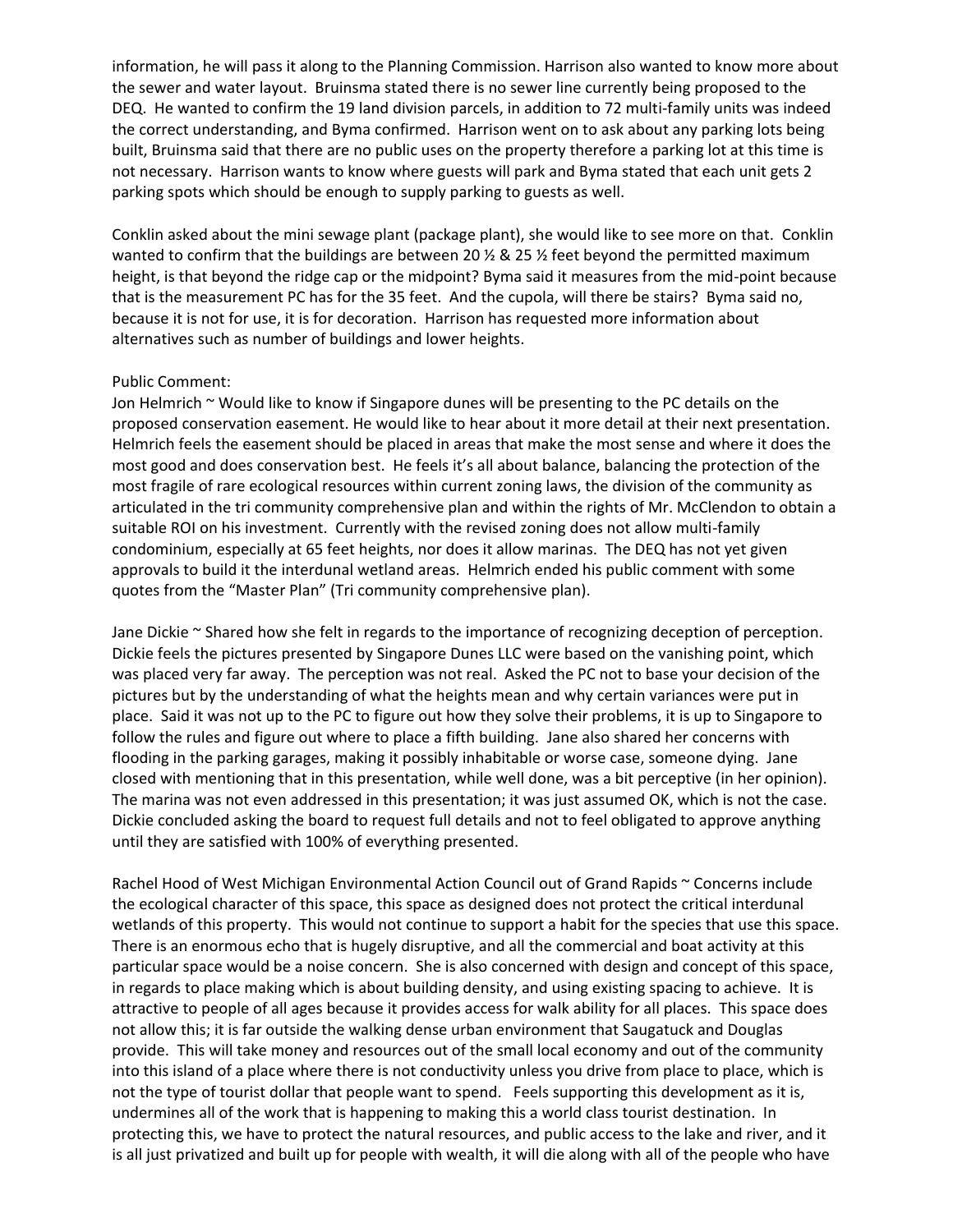information, he will pass it along to the Planning Commission. Harrison also wanted to know more about the sewer and water layout. Bruinsma stated there is no sewer line currently being proposed to the DEQ. He wanted to confirm the 19 land division parcels, in addition to 72 multi-family units was indeed the correct understanding, and Byma confirmed. Harrison went on to ask about any parking lots being built, Bruinsma said that there are no public uses on the property therefore a parking lot at this time is not necessary. Harrison wants to know where guests will park and Byma stated that each unit gets 2 parking spots which should be enough to supply parking to guests as well.

Conklin asked about the mini sewage plant (package plant), she would like to see more on that. Conklin wanted to confirm that the buildings are between 20 ½ & 25 ½ feet beyond the permitted maximum height, is that beyond the ridge cap or the midpoint? Byma said it measures from the mid-point because that is the measurement PC has for the 35 feet. And the cupola, will there be stairs? Byma said no, because it is not for use, it is for decoration. Harrison has requested more information about alternatives such as number of buildings and lower heights.

Public Comment:

Jon Helmrich ~ Would like to know if Singapore dunes will be presenting to the PC details on the proposed conservation easement. He would like to hear about it more detail at their next presentation. Helmrich feels the easement should be placed in areas that make the most sense and where it does the most good and does conservation best. He feels it's all about balance, balancing the protection of the most fragile of rare ecological resources within current zoning laws, the division of the community as articulated in the tri community comprehensive plan and within the rights of Mr. McClendon to obtain a suitable ROI on his investment. Currently with the revised zoning does not allow multi-family condominium, especially at 65 feet heights, nor does it allow marinas. The DEQ has not yet given approvals to build it the interdunal wetland areas. Helmrich ended his public comment with some quotes from the "Master Plan" (Tri community comprehensive plan).

Jane Dickie ~ Shared how she felt in regards to the importance of recognizing deception of perception. Dickie feels the pictures presented by Singapore Dunes LLC were based on the vanishing point, which was placed very far away. The perception was not real. Asked the PC not to base your decision of the pictures but by the understanding of what the heights mean and why certain variances were put in place. Said it was not up to the PC to figure out how they solve their problems, it is up to Singapore to follow the rules and figure out where to place a fifth building. Jane also shared her concerns with flooding in the parking garages, making it possibly inhabitable or worse case, someone dying. Jane closed with mentioning that in this presentation, while well done, was a bit perceptive (in her opinion). The marina was not even addressed in this presentation; it was just assumed OK, which is not the case. Dickie concluded asking the board to request full details and not to feel obligated to approve anything until they are satisfied with 100% of everything presented.

Rachel Hood of West Michigan Environmental Action Council out of Grand Rapids ~ Concerns include the ecological character of this space, this space as designed does not protect the critical interdunal wetlands of this property. This would not continue to support a habit for the species that use this space. There is an enormous echo that is hugely disruptive, and all the commercial and boat activity at this particular space would be a noise concern. She is also concerned with design and concept of this space, in regards to place making which is about building density, and using existing spacing to achieve. It is attractive to people of all ages because it provides access for walk ability for all places. This space does not allow this; it is far outside the walking dense urban environment that Saugatuck and Douglas provide. This will take money and resources out of the small local economy and out of the community into this island of a place where there is not conductivity unless you drive from place to place, which is not the type of tourist dollar that people want to spend. Feels supporting this development as it is, undermines all of the work that is happening to making this a world class tourist destination. In protecting this, we have to protect the natural resources, and public access to the lake and river, and it is all just privatized and built up for people with wealth, it will die along with all of the people who have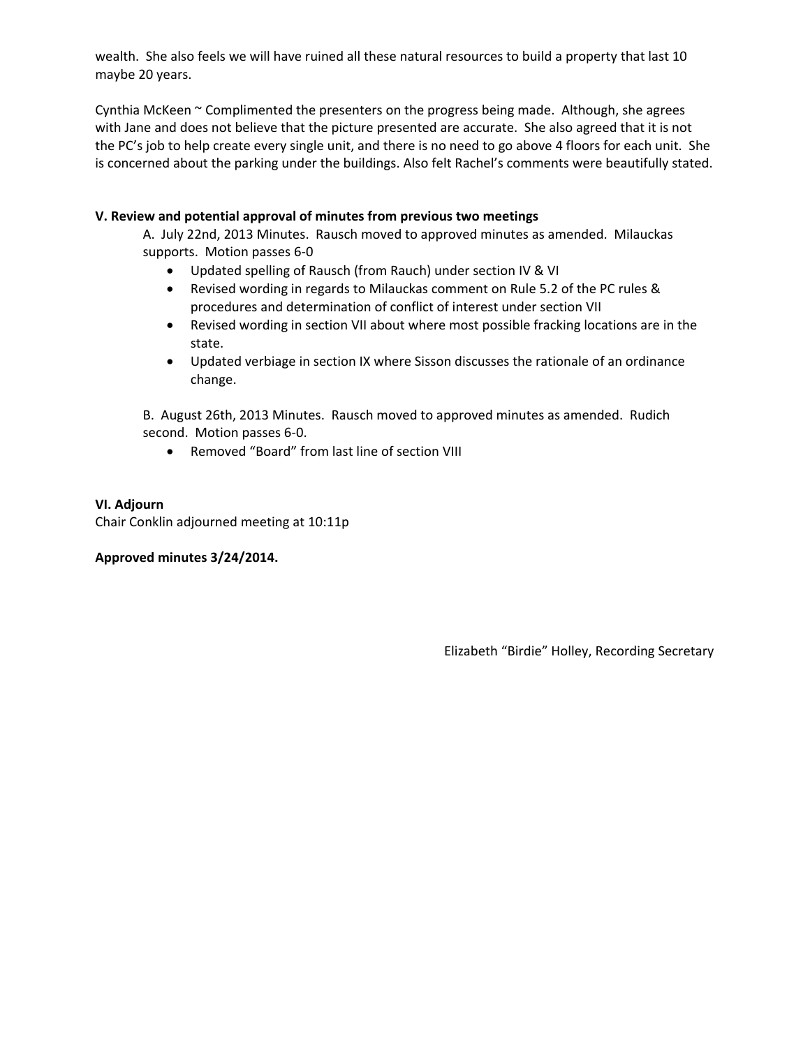wealth. She also feels we will have ruined all these natural resources to build a property that last 10 maybe 20 years.

Cynthia McKeen ~ Complimented the presenters on the progress being made. Although, she agrees with Jane and does not believe that the picture presented are accurate. She also agreed that it is not the PC's job to help create every single unit, and there is no need to go above 4 floors for each unit. She is concerned about the parking under the buildings. Also felt Rachel's comments were beautifully stated.

**V. Review and potential approval of minutes from previous two meetings**

A. July 22nd, 2013 Minutes. Rausch moved to approved minutes as amended. Milauckas supports. Motion passes 6-0

- Updated spelling of Rausch (from Rauch) under section IV & VI
- Revised wording in regards to Milauckas comment on Rule 5.2 of the PC rules & procedures and determination of conflict of interest under section VII
- Revised wording in section VII about where most possible fracking locations are in the state.
- Updated verbiage in section IX where Sisson discusses the rationale of an ordinance change.

B. August 26th, 2013 Minutes. Rausch moved to approved minutes as amended. Rudich second. Motion passes 6-0.

- Removed "Board" from last line of section VIII

**VI. Adjourn**

Chair Conklin adjourned meeting at 10:11p

**Approved minutes 3/24/2014.**

Elizabeth "Birdie" Holley, Recording Secretary